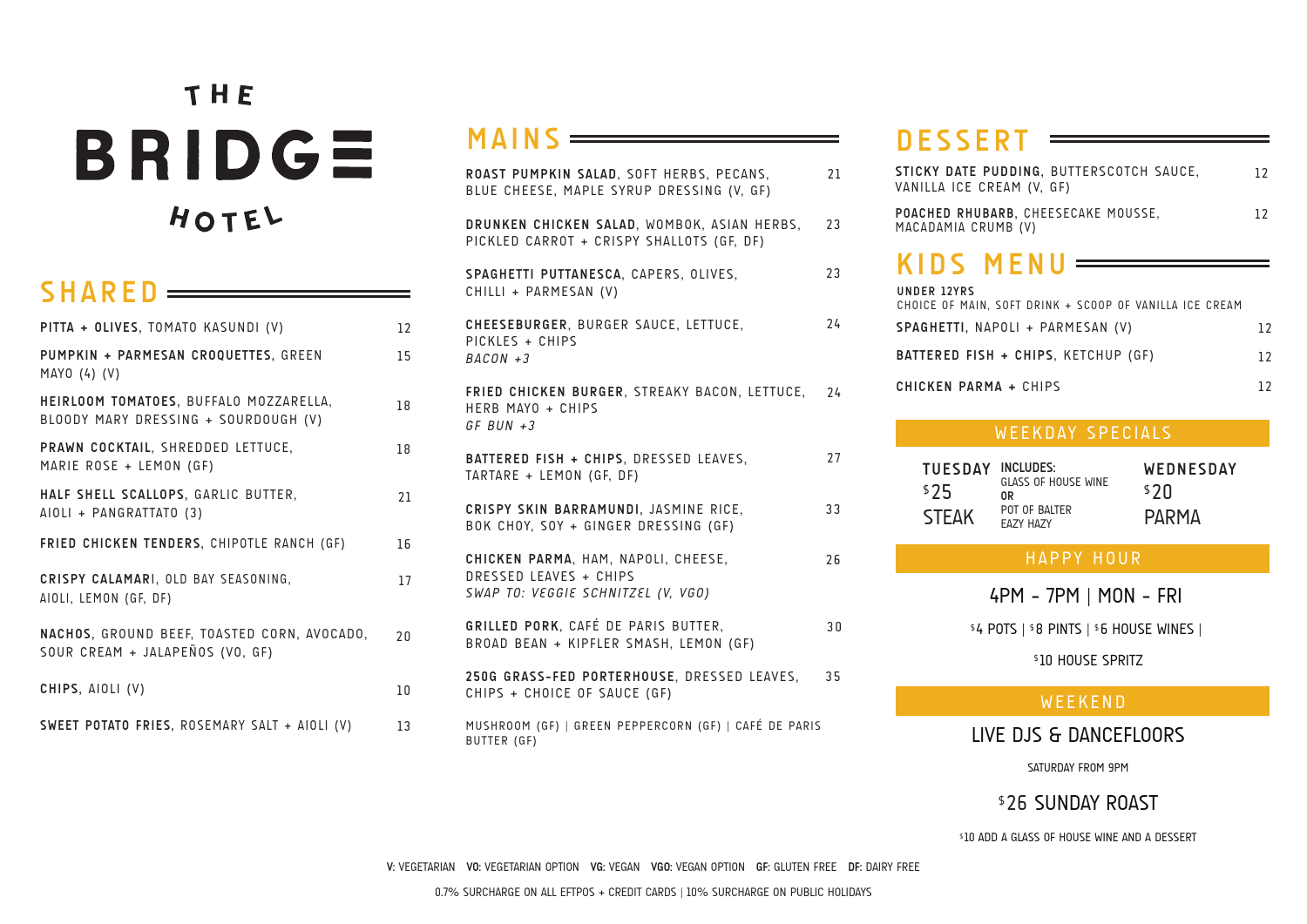# THE BRIDGE HOTEL

## SHARED

**PITTA + OLIVES**, TOMATO KASUNDI (V) — 12

**PUMPKIN + PARMESAN CROQUETTES**, GREEN MAYO (4) (V) — 15

**HEIRLOOM TOMATOES**, BUFFALO MOZZARELLA, BLOODY MARY DRESSING + SOURDOUGH (V) — 18

**PRAWN COCKTAIL**, SHREDDED LETTUCE, MARIE ROSE + LEMON (GF) — 18

**HALF SHELL SCALLOPS**, GARLIC BUTTER, AIOLI + PANGRATTATO (3) — 21

**FRIED CHICKEN TENDERS**, CHIPOTLE RANCH (GF) — 16

**CRISPY CALAMARI**, OLD BAY SEASONING, AIOLI, LEMON (GF, DF) — 17

**NACHOS**, GROUND BEEF, TOASTED CORN, AVOCADO, SOUR CREAM + JALAPEÑOS (VO, GF) — 20

**CHIPS**, AIOLI (V) — 10

**SWEET POTATO FRIES**, ROSEMARY SALT + AIOLI (V) — 13

## MAINS

**ROAST PUMPKIN SALAD**, SOFT HERBS, PECANS, BLUE CHEESE, MAPLE SYRUP DRESSING (V, GF) — 21

**DRUNKEN CHICKEN SALAD**, WOMBOK, ASIAN HERBS, PICKLED CARROT + CRISPY SHALLOTS (GF, DF) — 23

**SPAGHETTI PUTTANESCA**, CAPERS, OLIVES, CHILLI + PARMESAN (V) — 23

**CHEESEBURGER**, BURGER SAUCE, LETTUCE, PICKLES + CHIPS — 24
*BACON +3*

**FRIED CHICKEN BURGER**, STREAKY BACON, LETTUCE, HERB MAYO + CHIPS — 24
*GF BUN +3*

**BATTERED FISH + CHIPS**, DRESSED LEAVES, TARTARE + LEMON (GF, DF) — 27

**CRISPY SKIN BARRAMUNDI**, JASMINE RICE, BOK CHOY, SOY + GINGER DRESSING (GF) — 33

**CHICKEN PARMA**, HAM, NAPOLI, CHEESE, DRESSED LEAVES + CHIPS — 26
*SWAP TO: VEGGIE SCHNITZEL (V, VGO)*

**GRILLED PORK**, CAFÉ DE PARIS BUTTER, BROAD BEAN + KIPFLER SMASH, LEMON (GF) — 30

**250G GRASS-FED PORTERHOUSE**, DRESSED LEAVES, CHIPS + CHOICE OF SAUCE (GF) — 35

MUSHROOM (GF) | GREEN PEPPERCORN (GF) | CAFÉ DE PARIS BUTTER (GF)

## DESSERT

**STICKY DATE PUDDING**, BUTTERSCOTCH SAUCE, VANILLA ICE CREAM (V, GF) — 12

**POACHED RHUBARB**, CHEESECAKE MOUSSE, MACADAMIA CRUMB (V) — 12

## KIDS MENU

**UNDER 12YRS**
CHOICE OF MAIN, SOFT DRINK + SCOOP OF VANILLA ICE CREAM

**SPAGHETTI**, NAPOLI + PARMESAN (V) — 12

**BATTERED FISH + CHIPS**, KETCHUP (GF) — 12

**CHICKEN PARMA** + CHIPS — 12

## WEEKDAY SPECIALS

**TUESDAY** $25 STEAK
**INCLUDES:** GLASS OF HOUSE WINE **OR** POT OF BALTER EAZY HAZY

**WEDNESDAY** $20 PARMA

## HAPPY HOUR

4PM - 7PM | MON - FRI

$4 POTS | $8 PINTS | $6 HOUSE WINES |

$10 HOUSE SPRITZ

## WEEKEND

LIVE DJS & DANCEFLOORS

SATURDAY FROM 9PM

$26 SUNDAY ROAST

$10 ADD A GLASS OF HOUSE WINE AND A DESSERT

**V:** VEGETARIAN **VO:** VEGETARIAN OPTION **VG:** VEGAN **VGO:** VEGAN OPTION **GF:** GLUTEN FREE **DF:** DAIRY FREE

0.7% SURCHARGE ON ALL EFTPOS + CREDIT CARDS | 10% SURCHARGE ON PUBLIC HOLIDAYS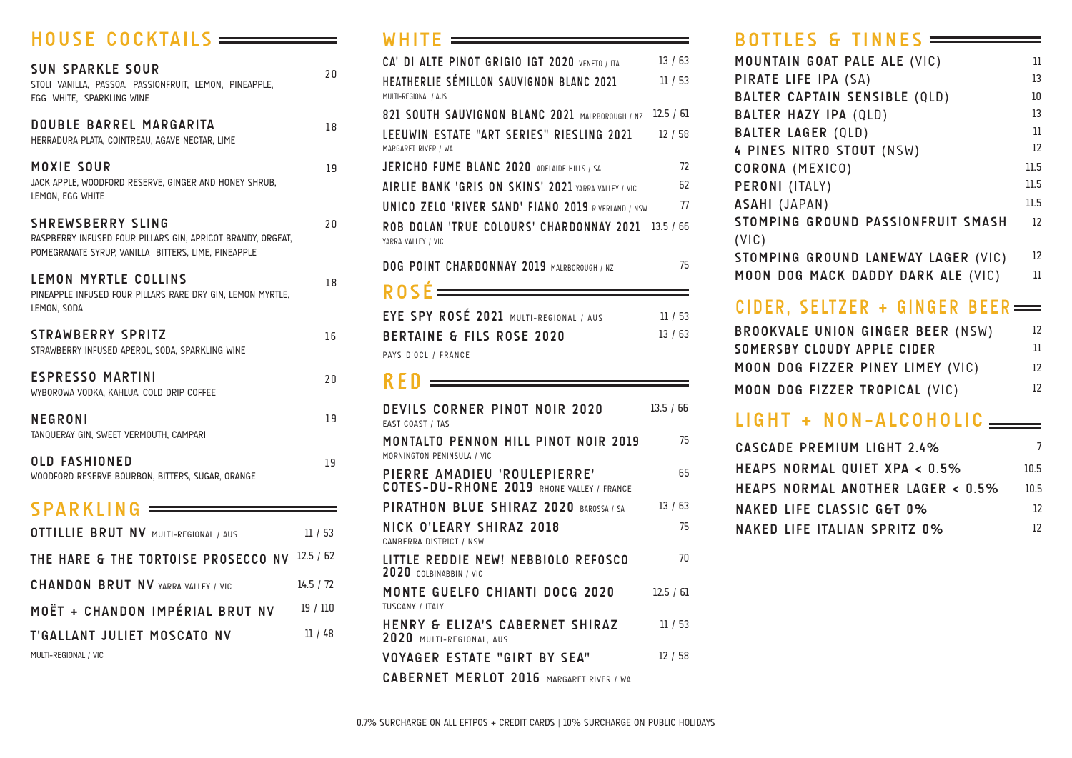## HOUSE COCKTAILS

| | |
|---|---|
| **SUN SPARKLE SOUR**<br>STOLI VANILLA, PASSOA, PASSIONFRUIT, LEMON, PINEAPPLE, EGG WHITE, SPARKLING WINE | 20 |
| **DOUBLE BARREL MARGARITA**<br>HERRADURA PLATA, COINTREAU, AGAVE NECTAR, LIME | 18 |
| **MOXIE SOUR**<br>JACK APPLE, WOODFORD RESERVE, GINGER AND HONEY SHRUB, LEMON, EGG WHITE | 19 |
| **SHREWSBERRY SLING**<br>RASPBERRY INFUSED FOUR PILLARS GIN, APRICOT BRANDY, ORGEAT, POMEGRANATE SYRUP, VANILLA BITTERS, LIME, PINEAPPLE | 20 |
| **LEMON MYRTLE COLLINS**<br>PINEAPPLE INFUSED FOUR PILLARS RARE DRY GIN, LEMON MYRTLE, LEMON, SODA | 18 |
| **STRAWBERRY SPRITZ**<br>STRAWBERRY INFUSED APEROL, SODA, SPARKLING WINE | 16 |
| **ESPRESSO MARTINI**<br>WYBOROWA VODKA, KAHLUA, COLD DRIP COFFEE | 20 |
| **NEGRONI**<br>TANQUERAY GIN, SWEET VERMOUTH, CAMPARI | 19 |
| **OLD FASHIONED**<br>WOODFORD RESERVE BOURBON, BITTERS, SUGAR, ORANGE | 19 |

## SPARKLING

| | |
|---|---|
| **OTTILLIE BRUT NV** MULTI-REGIONAL / AUS | 11 / 53 |
| **THE HARE & THE TORTOISE PROSECCO NV** | 12.5 / 62 |
| **CHANDON BRUT NV** YARRA VALLEY / VIC | 14.5 / 72 |
| **MOËT + CHANDON IMPÉRIAL BRUT NV** | 19 / 110 |
| **T'GALLANT JULIET MOSCATO NV**<br>MULTI-REGIONAL / VIC | 11 / 48 |

## WHITE

| | |
|---|---|
| **CA' DI ALTE PINOT GRIGIO IGT 2020** VENETO / ITA | 13 / 63 |
| **HEATHERLIE SÉMILLON SAUVIGNON BLANC 2021**<br>MULTI-REGIONAL / AUS | 11 / 53 |
| **821 SOUTH SAUVIGNON BLANC 2021** MALRBOROUGH / NZ | 12.5 / 61 |
| **LEEUWIN ESTATE "ART SERIES" RIESLING 2021**<br>MARGARET RIVER / WA | 12 / 58 |
| **JERICHO FUME BLANC 2020** ADELAIDE HILLS / SA | 72 |
| **AIRLIE BANK 'GRIS ON SKINS' 2021** YARRA VALLEY / VIC | 62 |
| **UNICO ZELO 'RIVER SAND' FIANO 2019** RIVERLAND / NSW | 77 |
| **ROB DOLAN 'TRUE COLOURS' CHARDONNAY 2021**<br>YARRA VALLEY / VIC | 13.5 / 66 |
| **DOG POINT CHARDONNAY 2019** MALRBOROUGH / NZ | 75 |

## ROSÉ

| | |
|---|---|
| **EYE SPY ROSÉ 2021** MULTI-REGIONAL / AUS | 11 / 53 |
| **BERTAINE & FILS ROSE 2020**<br>PAYS D'OCL / FRANCE | 13 / 63 |

## RED

| | |
|---|---|
| **DEVILS CORNER PINOT NOIR 2020**<br>EAST COAST / TAS | 13.5 / 66 |
| **MONTALTO PENNON HILL PINOT NOIR 2019**<br>MORNINGTON PENINSULA / VIC | 75 |
| **PIERRE AMADIEU 'ROULEPIERRE' COTES-DU-RHONE 2019** RHONE VALLEY / FRANCE | 65 |
| **PIRATHON BLUE SHIRAZ 2020** BAROSSA / SA | 13 / 63 |
| **NICK O'LEARY SHIRAZ 2018**<br>CANBERRA DISTRICT / NSW | 75 |
| **LITTLE REDDIE NEW! NEBBIOLO REFOSCO 2020** COLBINABBIN / VIC | 70 |
| **MONTE GUELFO CHIANTI DOCG 2020**<br>TUSCANY / ITALY | 12.5 / 61 |
| **HENRY & ELIZA'S CABERNET SHIRAZ 2020** MULTI-REGIONAL, AUS | 11 / 53 |
| **VOYAGER ESTATE "GIRT BY SEA" CABERNET MERLOT 2016** MARGARET RIVER / WA | 12 / 58 |

## BOTTLES & TINNES

| | |
|---|---|
| **MOUNTAIN GOAT PALE ALE** (VIC) | 11 |
| **PIRATE LIFE IPA** (SA) | 13 |
| **BALTER CAPTAIN SENSIBLE** (QLD) | 10 |
| **BALTER HAZY IPA** (QLD) | 13 |
| **BALTER LAGER** (QLD) | 11 |
| **4 PINES NITRO STOUT** (NSW) | 12 |
| **CORONA** (MEXICO) | 11.5 |
| **PERONI** (ITALY) | 11.5 |
| **ASAHI** (JAPAN) | 11.5 |
| **STOMPING GROUND PASSIONFRUIT SMASH** (VIC) | 12 |
| **STOMPING GROUND LANEWAY LAGER** (VIC) | 12 |
| **MOON DOG MACK DADDY DARK ALE** (VIC) | 11 |

## CIDER, SELTZER + GINGER BEER

| | |
|---|---|
| **BROOKVALE UNION GINGER BEER** (NSW) | 12 |
| **SOMERSBY CLOUDY APPLE CIDER** | 11 |
| **MOON DOG FIZZER PINEY LIMEY** (VIC) | 12 |
| **MOON DOG FIZZER TROPICAL** (VIC) | 12 |

## LIGHT + NON-ALCOHOLIC

| | |
|---|---|
| **CASCADE PREMIUM LIGHT 2.4%** | 7 |
| **HEAPS NORMAL QUIET XPA < 0.5%** | 10.5 |
| **HEAPS NORMAL ANOTHER LAGER < 0.5%** | 10.5 |
| **NAKED LIFE CLASSIC G&T 0%** | 12 |
| **NAKED LIFE ITALIAN SPRITZ 0%** | 12 |

0.7% SURCHARGE ON ALL EFTPOS + CREDIT CARDS | 10% SURCHARGE ON PUBLIC HOLIDAYS